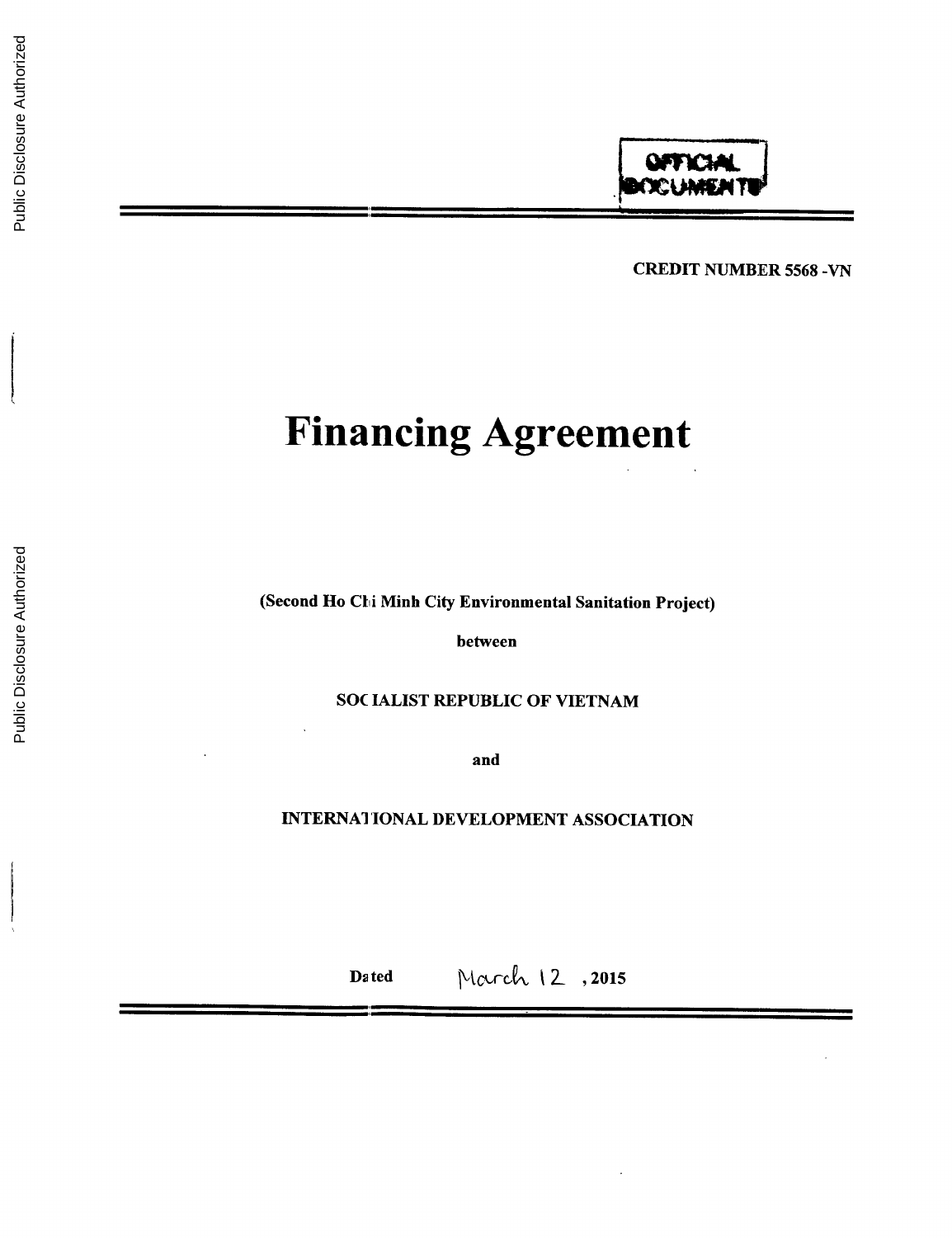OFFICIAL DOCUMENTS

CREDIT NUMBER 5568 -VN

# Financing Agreement

(Second Ho Chi Minh City Environmental Sanitation Project)

between

SOCIALIST REPUBLIC OF VIETNAM

and

INTERNATIONAL DEVELOPMENT ASSOCIATION

Dated March 12, 2015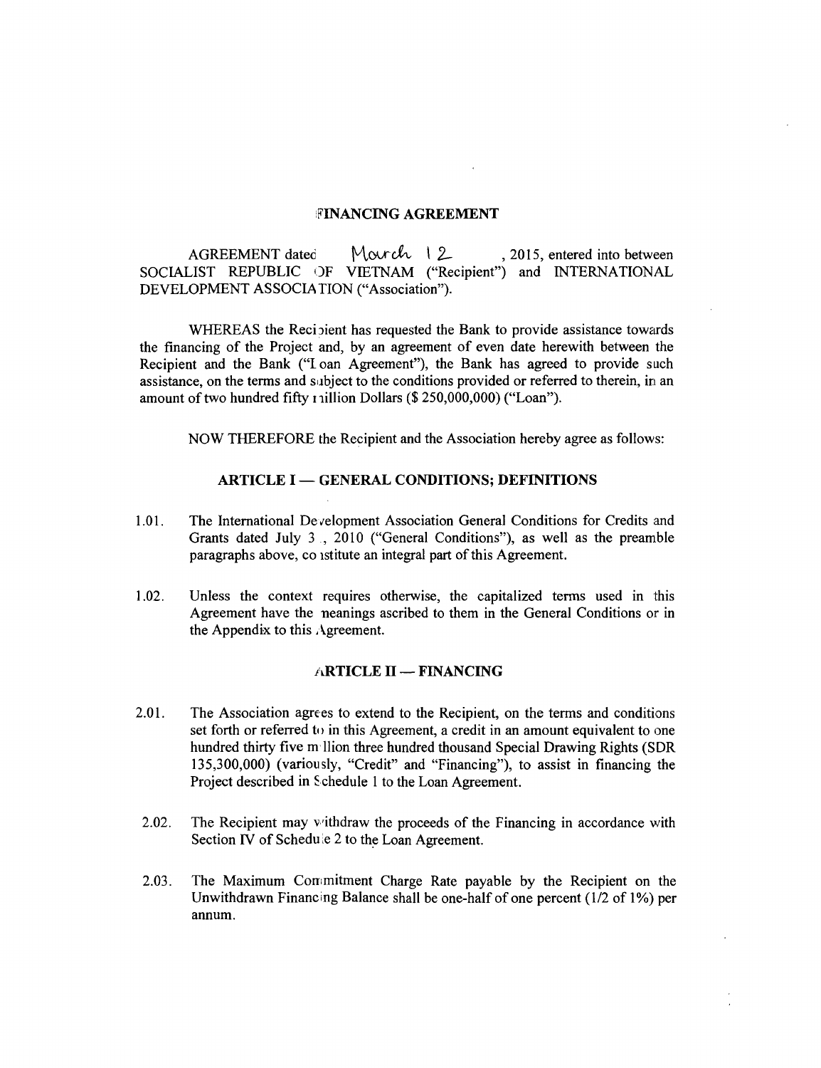# FINANCING AGREEMENT

AGREEMENT dated March 12, 2015, entered into between SOCIALIST REPUBLIC OF VIETNAM ("Recipient") and INTERNATIONAL DEVELOPMENT ASSOCIATION ("Association").

WHEREAS the Recipient has requested the Bank to provide assistance towards the financing of the Project and, by an agreement of even date herewith between the Recipient and the Bank ("Loan Agreement"), the Bank has agreed to provide such assistance, on the terms and subject to the conditions provided or referred to therein, in an amount of two hundred fifty million Dollars ($ 250,000,000) ("Loan").

NOW THEREFORE the Recipient and the Association hereby agree as follows:

## ARTICLE I — GENERAL CONDITIONS; DEFINITIONS

1.01. The International Development Association General Conditions for Credits and Grants dated July 31, 2010 ("General Conditions"), as well as the preamble paragraphs above, constitute an integral part of this Agreement.

1.02. Unless the context requires otherwise, the capitalized terms used in this Agreement have the meanings ascribed to them in the General Conditions or in the Appendix to this Agreement.

## ARTICLE II — FINANCING

2.01. The Association agrees to extend to the Recipient, on the terms and conditions set forth or referred to in this Agreement, a credit in an amount equivalent to one hundred thirty five million three hundred thousand Special Drawing Rights (SDR 135,300,000) (variously, "Credit" and "Financing"), to assist in financing the Project described in Schedule 1 to the Loan Agreement.

2.02. The Recipient may withdraw the proceeds of the Financing in accordance with Section IV of Schedule 2 to the Loan Agreement.

2.03. The Maximum Commitment Charge Rate payable by the Recipient on the Unwithdrawn Financing Balance shall be one-half of one percent (1/2 of 1%) per annum.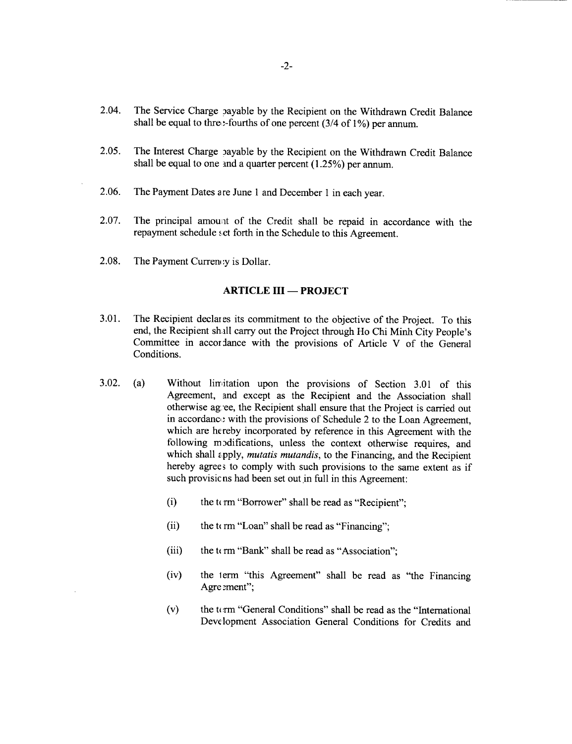2.04. The Service Charge payable by the Recipient on the Withdrawn Credit Balance shall be equal to three-fourths of one percent (3/4 of 1%) per annum.

2.05. The Interest Charge payable by the Recipient on the Withdrawn Credit Balance shall be equal to one and a quarter percent (1.25%) per annum.

2.06. The Payment Dates are June 1 and December 1 in each year.

2.07. The principal amount of the Credit shall be repaid in accordance with the repayment schedule set forth in the Schedule to this Agreement.

2.08. The Payment Currency is Dollar.

## ARTICLE III — PROJECT

3.01. The Recipient declares its commitment to the objective of the Project. To this end, the Recipient shall carry out the Project through Ho Chi Minh City People's Committee in accordance with the provisions of Article V of the General Conditions.

3.02. (a) Without limitation upon the provisions of Section 3.01 of this Agreement, and except as the Recipient and the Association shall otherwise agree, the Recipient shall ensure that the Project is carried out in accordance with the provisions of Schedule 2 to the Loan Agreement, which are hereby incorporated by reference in this Agreement with the following modifications, unless the context otherwise requires, and which shall apply, *mutatis mutandis*, to the Financing, and the Recipient hereby agrees to comply with such provisions to the same extent as if such provisions had been set out in full in this Agreement:

(i) the term "Borrower" shall be read as "Recipient";

(ii) the term "Loan" shall be read as "Financing";

(iii) the term "Bank" shall be read as "Association";

(iv) the term "this Agreement" shall be read as "the Financing Agreement";

(v) the term "General Conditions" shall be read as the "International Development Association General Conditions for Credits and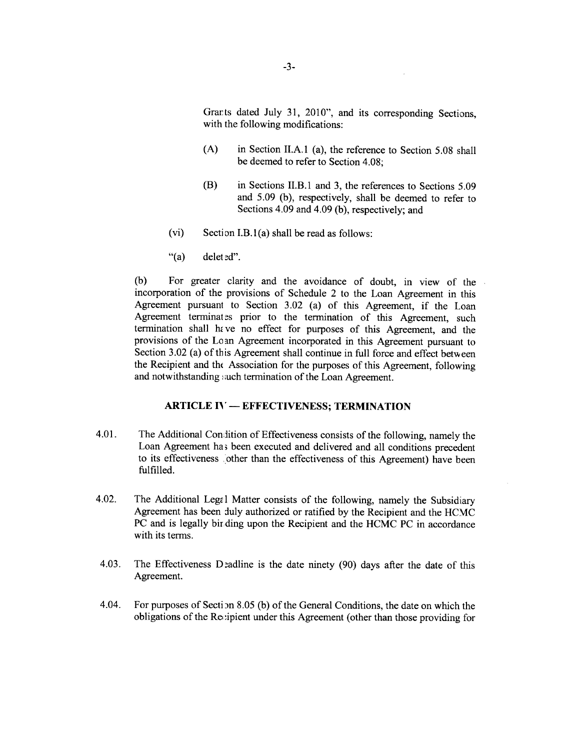Grants dated July 31, 2010", and its corresponding Sections, with the following modifications:

(A) in Section II.A.1 (a), the reference to Section 5.08 shall be deemed to refer to Section 4.08;

(B) in Sections II.B.1 and 3, the references to Sections 5.09 and 5.09 (b), respectively, shall be deemed to refer to Sections 4.09 and 4.09 (b), respectively; and

(vi) Section I.B.1(a) shall be read as follows:

"(a) deleted".

(b) For greater clarity and the avoidance of doubt, in view of the incorporation of the provisions of Schedule 2 to the Loan Agreement in this Agreement pursuant to Section 3.02 (a) of this Agreement, if the Loan Agreement terminates prior to the termination of this Agreement, such termination shall have no effect for purposes of this Agreement, and the provisions of the Loan Agreement incorporated in this Agreement pursuant to Section 3.02 (a) of this Agreement shall continue in full force and effect between the Recipient and the Association for the purposes of this Agreement, following and notwithstanding such termination of the Loan Agreement.

## ARTICLE IV — EFFECTIVENESS; TERMINATION

4.01. The Additional Condition of Effectiveness consists of the following, namely the Loan Agreement has been executed and delivered and all conditions precedent to its effectiveness (other than the effectiveness of this Agreement) have been fulfilled.

4.02. The Additional Legal Matter consists of the following, namely the Subsidiary Agreement has been duly authorized or ratified by the Recipient and the HCMC PC and is legally binding upon the Recipient and the HCMC PC in accordance with its terms.

4.03. The Effectiveness Deadline is the date ninety (90) days after the date of this Agreement.

4.04. For purposes of Section 8.05 (b) of the General Conditions, the date on which the obligations of the Recipient under this Agreement (other than those providing for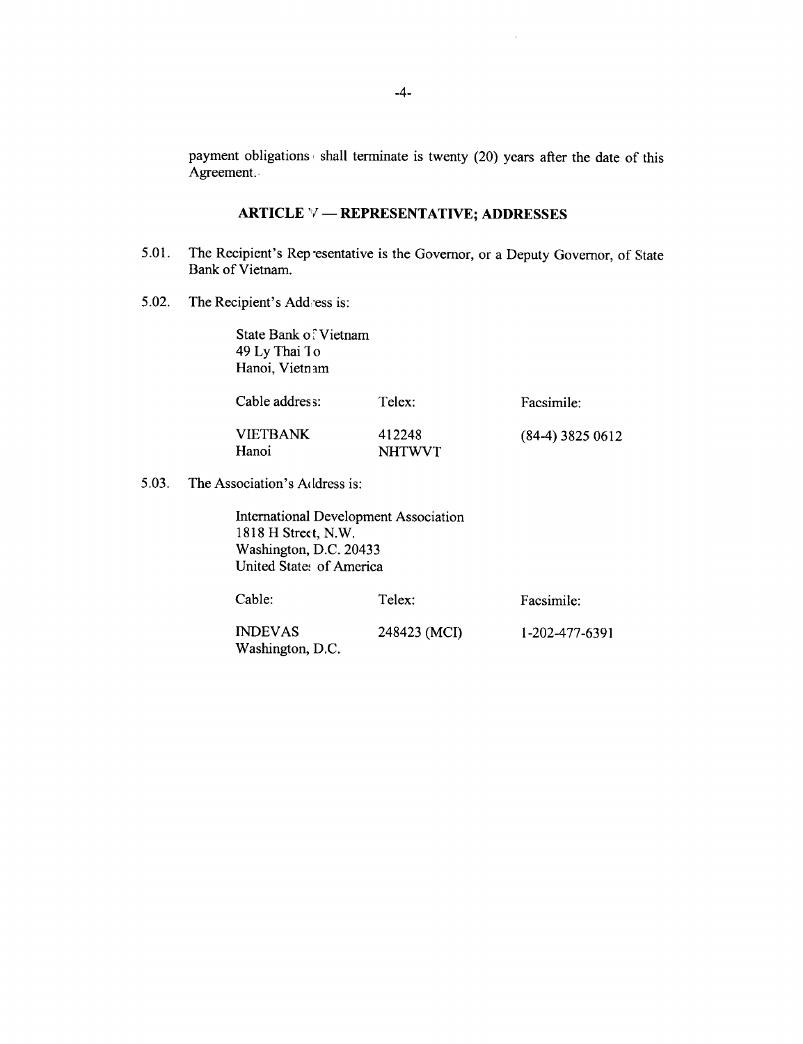payment obligations shall terminate is twenty (20) years after the date of this Agreement.

### ARTICLE V — REPRESENTATIVE; ADDRESSES

5.01. The Recipient's Representative is the Governor, or a Deputy Governor, of State Bank of Vietnam.

5.02. The Recipient's Address is:

State Bank of Vietnam
49 Ly Thai To
Hanoi, Vietnam

| Cable address: | Telex: | Facsimile: |
|---|---|---|
| VIETBANK Hanoi | 412248 NHTWVT | (84-4) 3825 0612 |

5.03. The Association's Address is:

International Development Association
1818 H Street, N.W.
Washington, D.C. 20433
United States of America

| Cable: | Telex: | Facsimile: |
|---|---|---|
| INDEVAS Washington, D.C. | 248423 (MCI) | 1-202-477-6391 |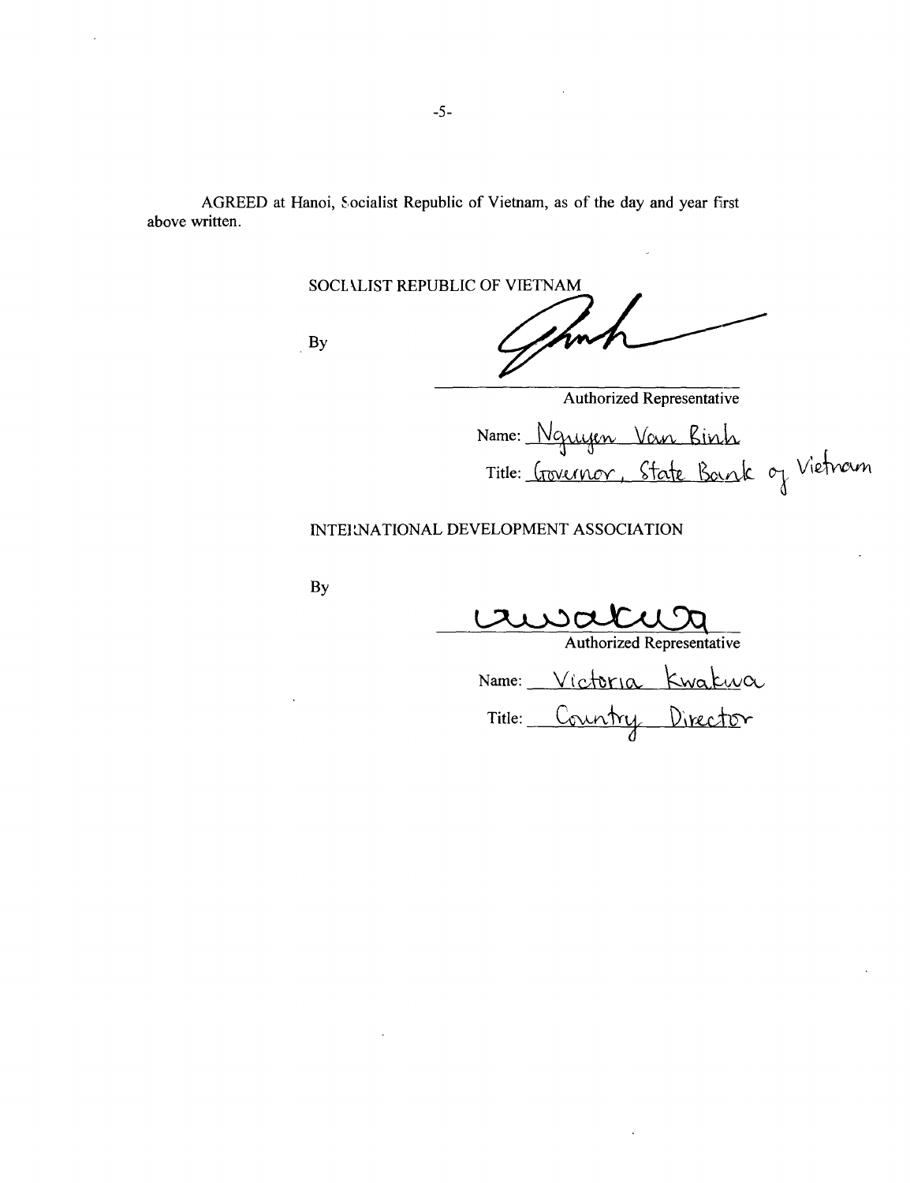AGREED at Hanoi, Socialist Republic of Vietnam, as of the day and year first above written.

SOCIALIST REPUBLIC OF VIETNAM

By

Authorized Representative

Name: Nguyen Van Binh

Title: Governor, State Bank of Vietnam

INTERNATIONAL DEVELOPMENT ASSOCIATION

By

Authorized Representative

Name: Victoria Kwakwa

Title: Country Director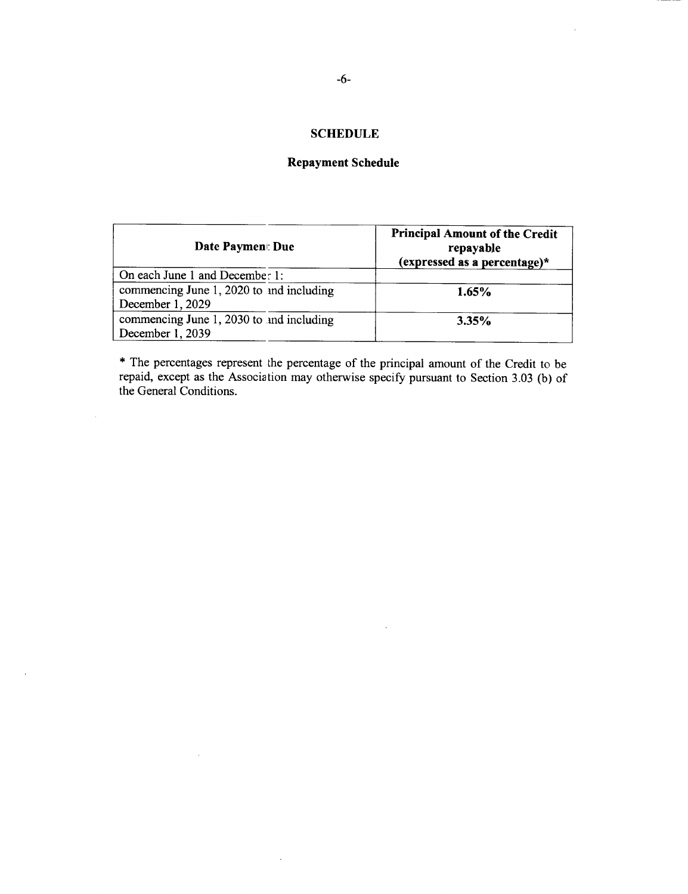## SCHEDULE

### Repayment Schedule

| Date Payment Due | Principal Amount of the Credit repayable (expressed as a percentage)* |
|---|---|
| On each June 1 and December 1: | |
| commencing June 1, 2020 to and including December 1, 2029 | **1.65%** |
| commencing June 1, 2030 to and including December 1, 2039 | **3.35%** |

* The percentages represent the percentage of the principal amount of the Credit to be repaid, except as the Association may otherwise specify pursuant to Section 3.03 (b) of the General Conditions.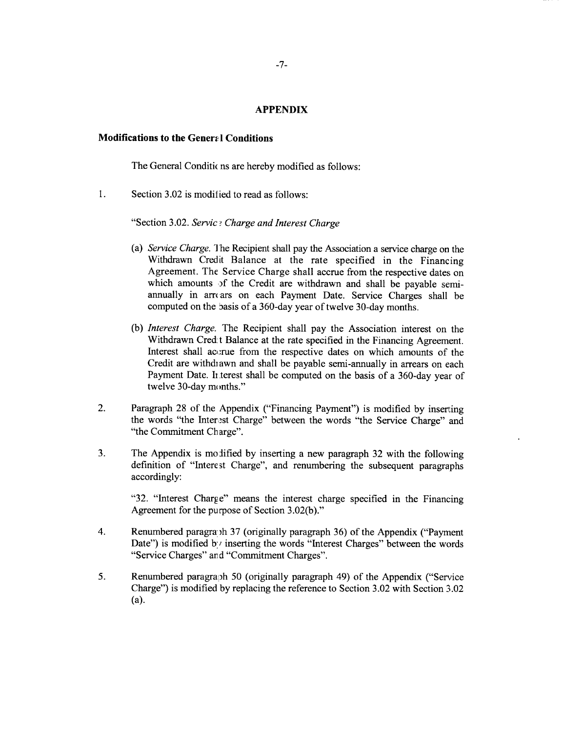## APPENDIX

### Modifications to the General Conditions

The General Conditions are hereby modified as follows:

1. Section 3.02 is modified to read as follows:

   "Section 3.02. *Service Charge and Interest Charge*

   (a) *Service Charge.* The Recipient shall pay the Association a service charge on the Withdrawn Credit Balance at the rate specified in the Financing Agreement. The Service Charge shall accrue from the respective dates on which amounts of the Credit are withdrawn and shall be payable semi-annually in arrears on each Payment Date. Service Charges shall be computed on the basis of a 360-day year of twelve 30-day months.

   (b) *Interest Charge.* The Recipient shall pay the Association interest on the Withdrawn Credit Balance at the rate specified in the Financing Agreement. Interest shall accrue from the respective dates on which amounts of the Credit are withdrawn and shall be payable semi-annually in arrears on each Payment Date. Interest shall be computed on the basis of a 360-day year of twelve 30-day months."

2. Paragraph 28 of the Appendix ("Financing Payment") is modified by inserting the words "the Interest Charge" between the words "the Service Charge" and "the Commitment Charge".

3. The Appendix is modified by inserting a new paragraph 32 with the following definition of "Interest Charge", and renumbering the subsequent paragraphs accordingly:

   "32. "Interest Charge" means the interest charge specified in the Financing Agreement for the purpose of Section 3.02(b)."

4. Renumbered paragraph 37 (originally paragraph 36) of the Appendix ("Payment Date") is modified by inserting the words "Interest Charges" between the words "Service Charges" and "Commitment Charges".

5. Renumbered paragraph 50 (originally paragraph 49) of the Appendix ("Service Charge") is modified by replacing the reference to Section 3.02 with Section 3.02 (a).